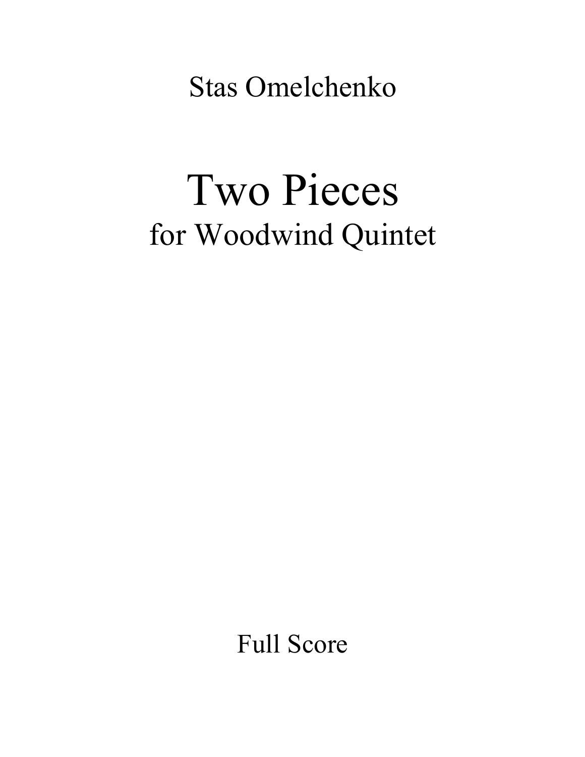Stas Omelchenko

# Two Pieces

## for Woodwind Quintet

Full Score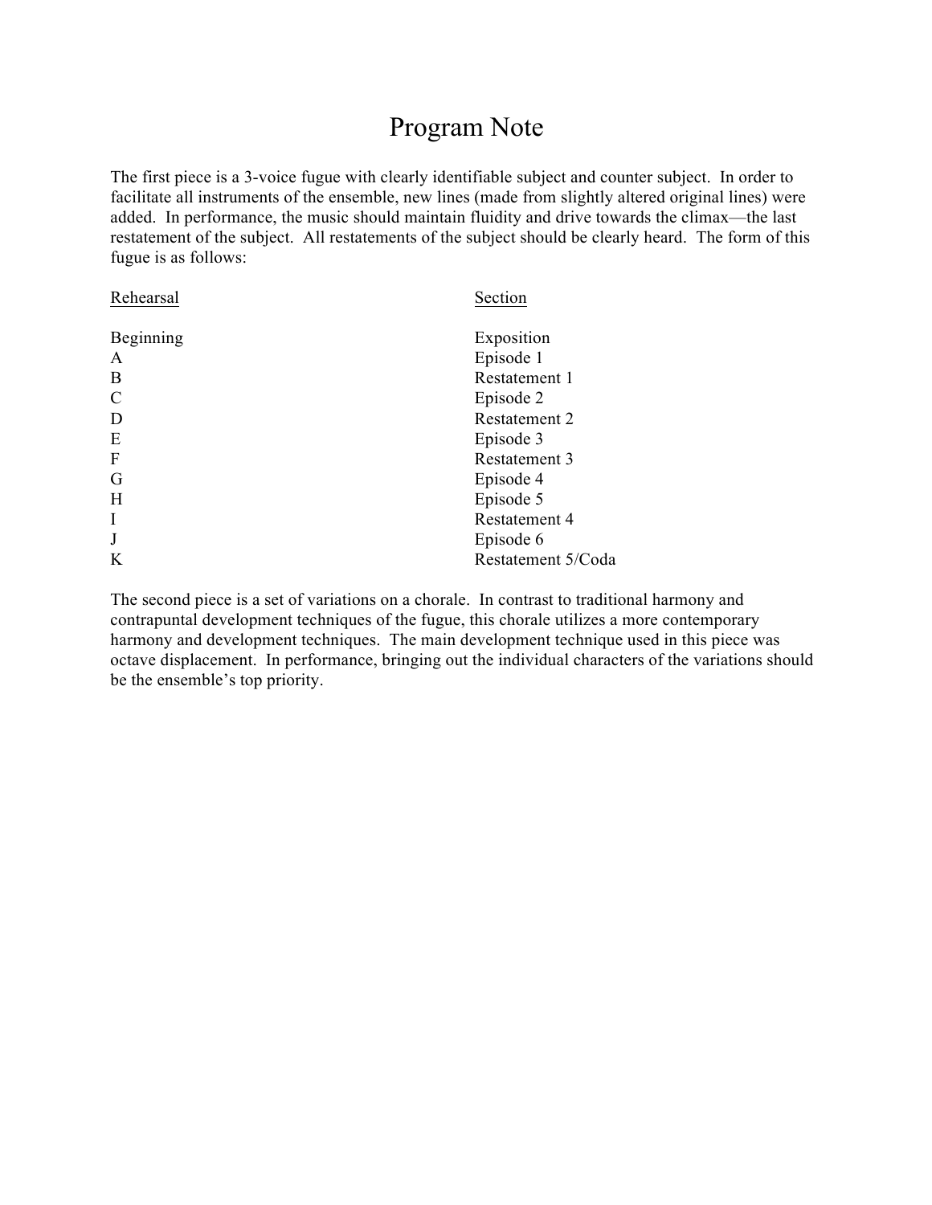# Program Note

The first piece is a 3-voice fugue with clearly identifiable subject and counter subject. In order to facilitate all instruments of the ensemble, new lines (made from slightly altered original lines) were added. In performance, the music should maintain fluidity and drive towards the climax—the last restatement of the subject. All restatements of the subject should be clearly heard. The form of this fugue is as follows:

| Rehearsal | Section |
|---|---|
| Beginning | Exposition |
| A | Episode 1 |
| B | Restatement 1 |
| C | Episode 2 |
| D | Restatement 2 |
| E | Episode 3 |
| F | Restatement 3 |
| G | Episode 4 |
| H | Episode 5 |
| I | Restatement 4 |
| J | Episode 6 |
| K | Restatement 5/Coda |

The second piece is a set of variations on a chorale. In contrast to traditional harmony and contrapuntal development techniques of the fugue, this chorale utilizes a more contemporary harmony and development techniques. The main development technique used in this piece was octave displacement. In performance, bringing out the individual characters of the variations should be the ensemble's top priority.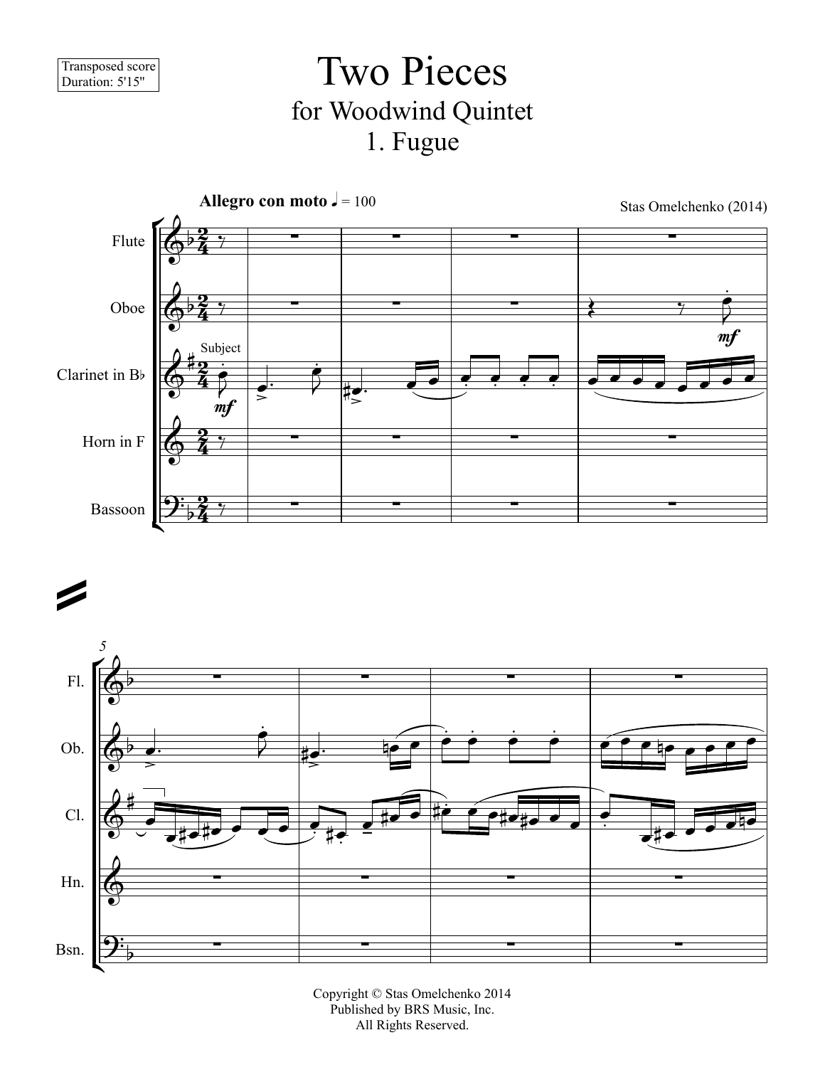Transposed score
Duration: 5'15"

# Two Pieces

## for Woodwind Quintet

## 1. Fugue

**Allegro con moto** ♩ = 100

Stas Omelchenko (2014)

Flute

Oboe

Clarinet in B♭

Horn in F

Bassoon

Subject

Copyright © Stas Omelchenko 2014
Published by BRS Music, Inc.
All Rights Reserved.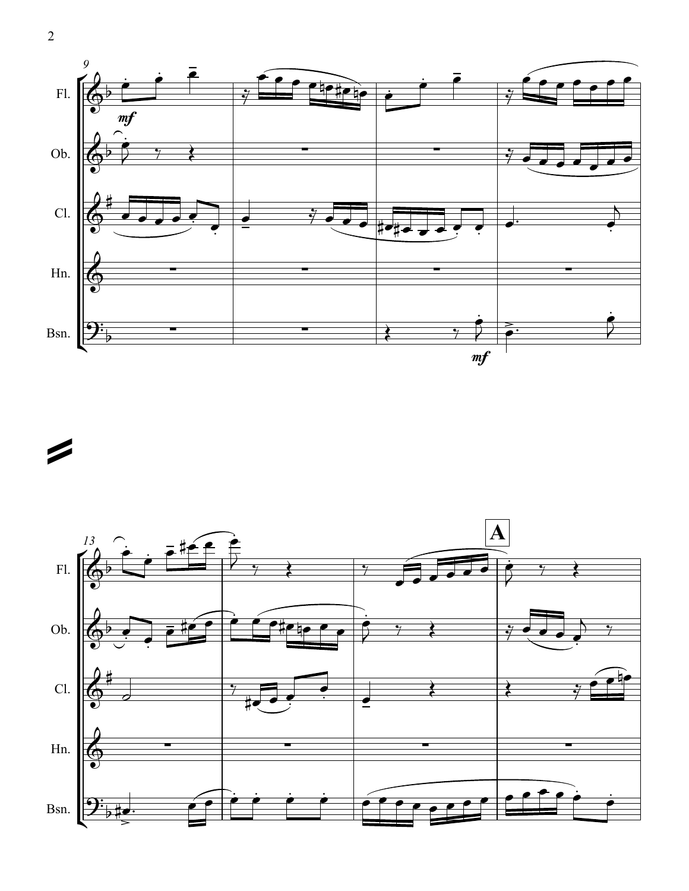Fl.

Ob.

Cl.

Hn.

Bsn.

*mf*

*mf*

**A**

Fl.

Ob.

Cl.

Hn.

Bsn.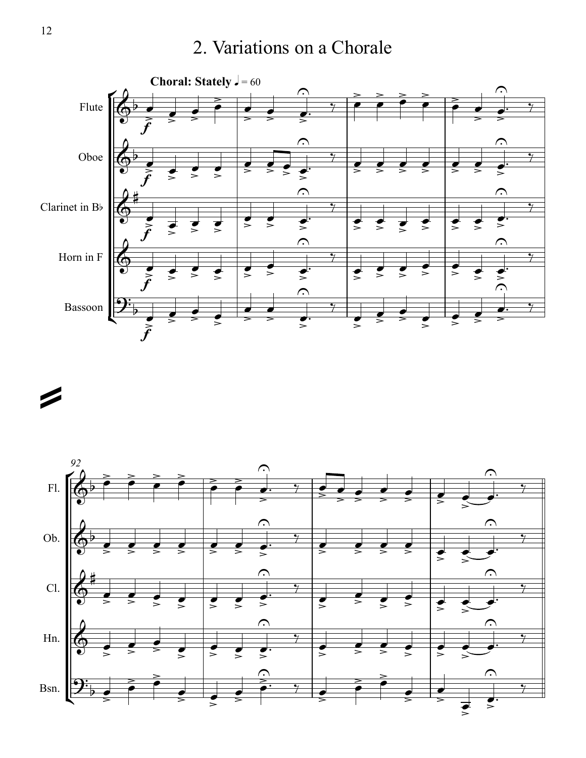# 2. Variations on a Chorale

**Choral: Stately** ♩ = 60

Flute

Oboe

Clarinet in B♭

Horn in F

Bassoon

92

Fl.

Ob.

Cl.

Hn.

Bsn.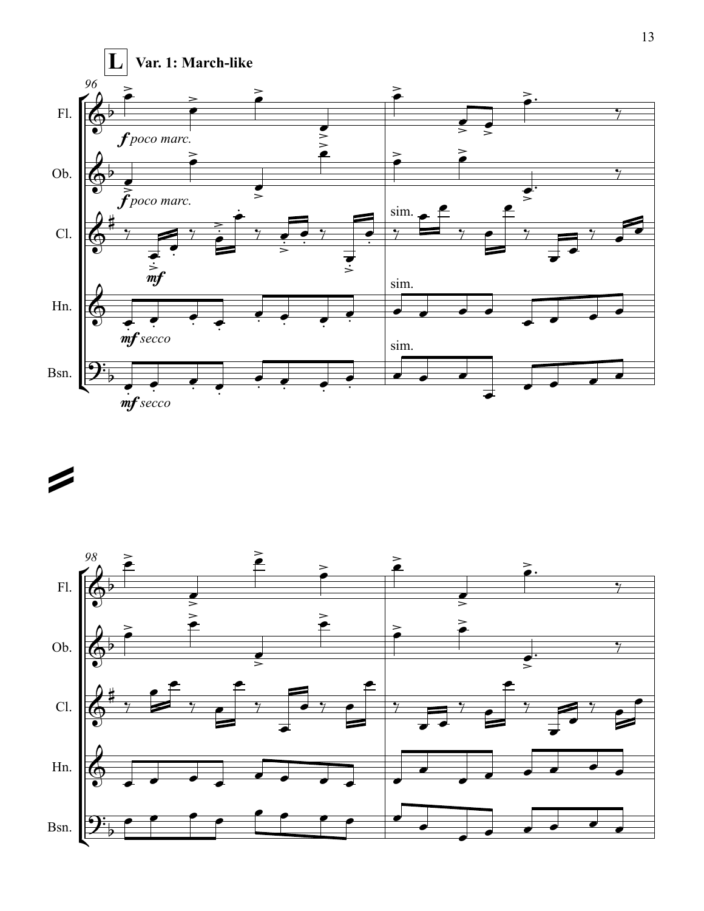**L** **Var. 1: March-like**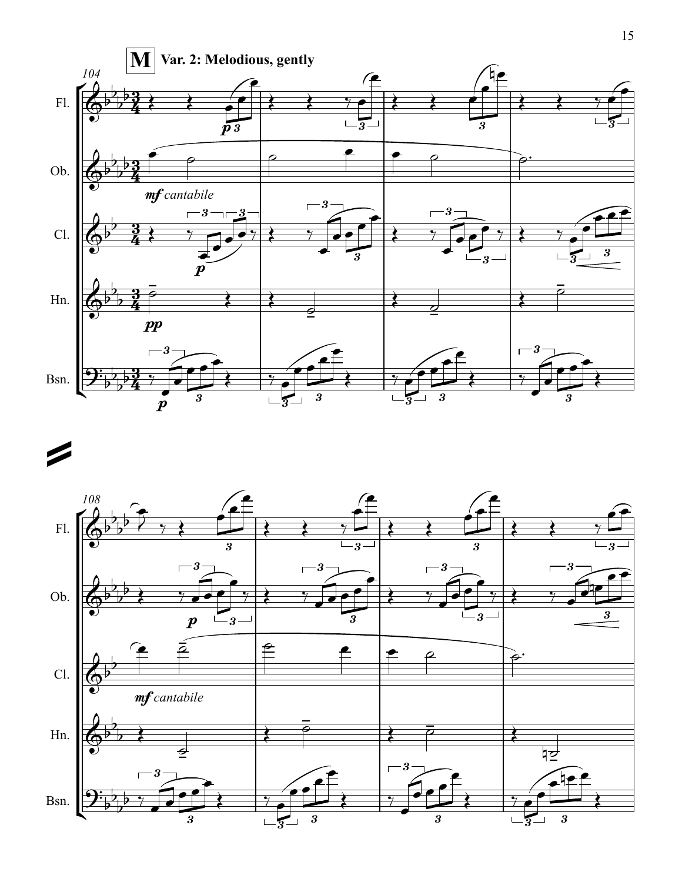**M** **Var. 2: Melodious, gently**